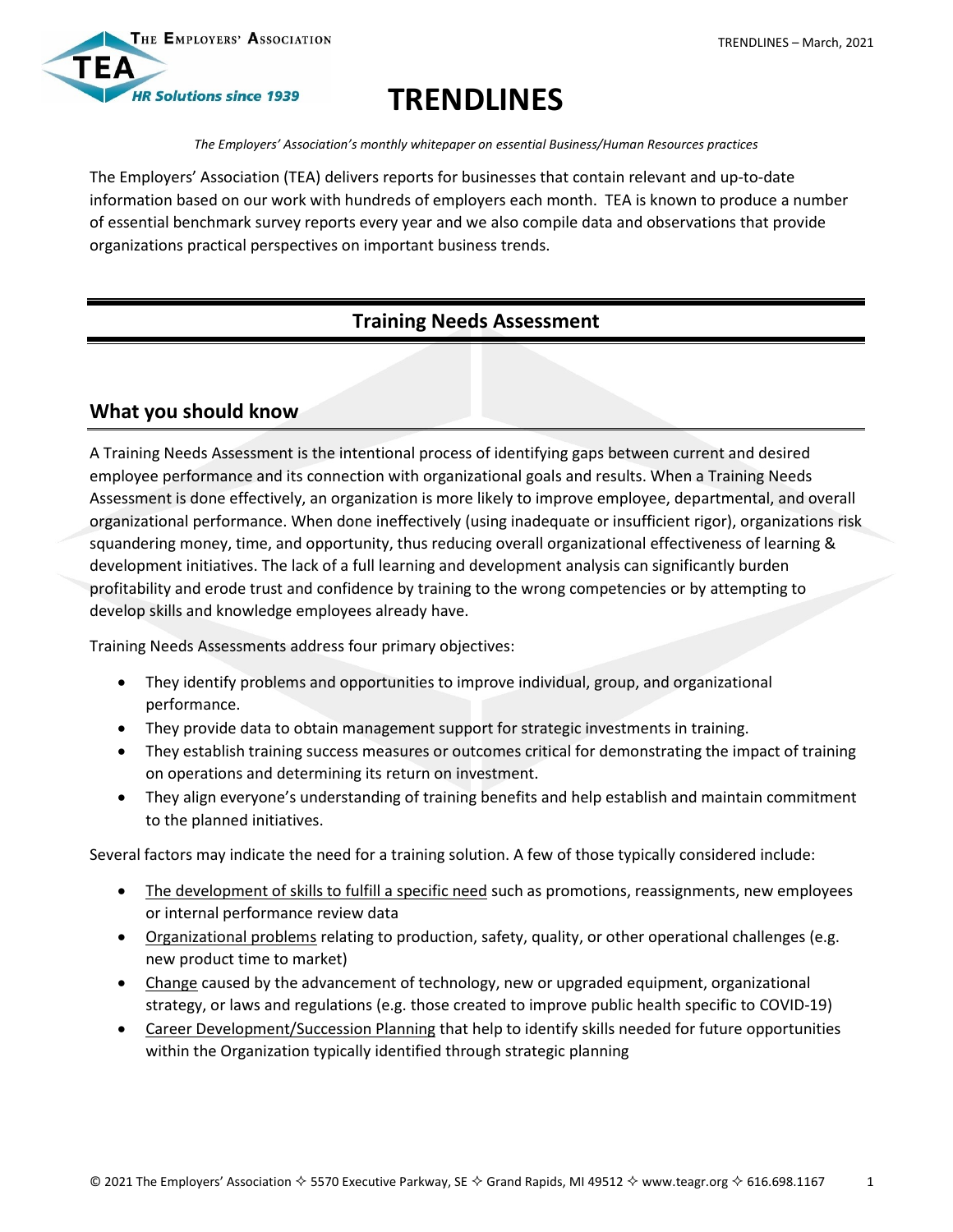# TRENDLINES

*The Employers' Association's monthly whitepaper on essential Business/Human Resources practices*

The Employers' Association (TEA) delivers reports for businesses that contain relevant and up-to-date information based on our work with hundreds of employers each month. TEA is known to produce a number of essential benchmark survey reports every year and we also compile data and observations that provide organizations practical perspectives on important business trends.

## Training Needs Assessment

### What you should know

A Training Needs Assessment is the intentional process of identifying gaps between current and desired employee performance and its connection with organizational goals and results. When a Training Needs Assessment is done effectively, an organization is more likely to improve employee, departmental, and overall organizational performance. When done ineffectively (using inadequate or insufficient rigor), organizations risk squandering money, time, and opportunity, thus reducing overall organizational effectiveness of learning & development initiatives. The lack of a full learning and development analysis can significantly burden profitability and erode trust and confidence by training to the wrong competencies or by attempting to develop skills and knowledge employees already have.

Training Needs Assessments address four primary objectives:

- They identify problems and opportunities to improve individual, group, and organizational performance.
- They provide data to obtain management support for strategic investments in training.
- They establish training success measures or outcomes critical for demonstrating the impact of training on operations and determining its return on investment.
- They align everyone's understanding of training benefits and help establish and maintain commitment to the planned initiatives.

Several factors may indicate the need for a training solution. A few of those typically considered include:

- The development of skills to fulfill a specific need such as promotions, reassignments, new employees or internal performance review data
- Organizational problems relating to production, safety, quality, or other operational challenges (e.g. new product time to market)
- Change caused by the advancement of technology, new or upgraded equipment, organizational strategy, or laws and regulations (e.g. those created to improve public health specific to COVID-19)
- Career Development/Succession Planning that help to identify skills needed for future opportunities within the Organization typically identified through strategic planning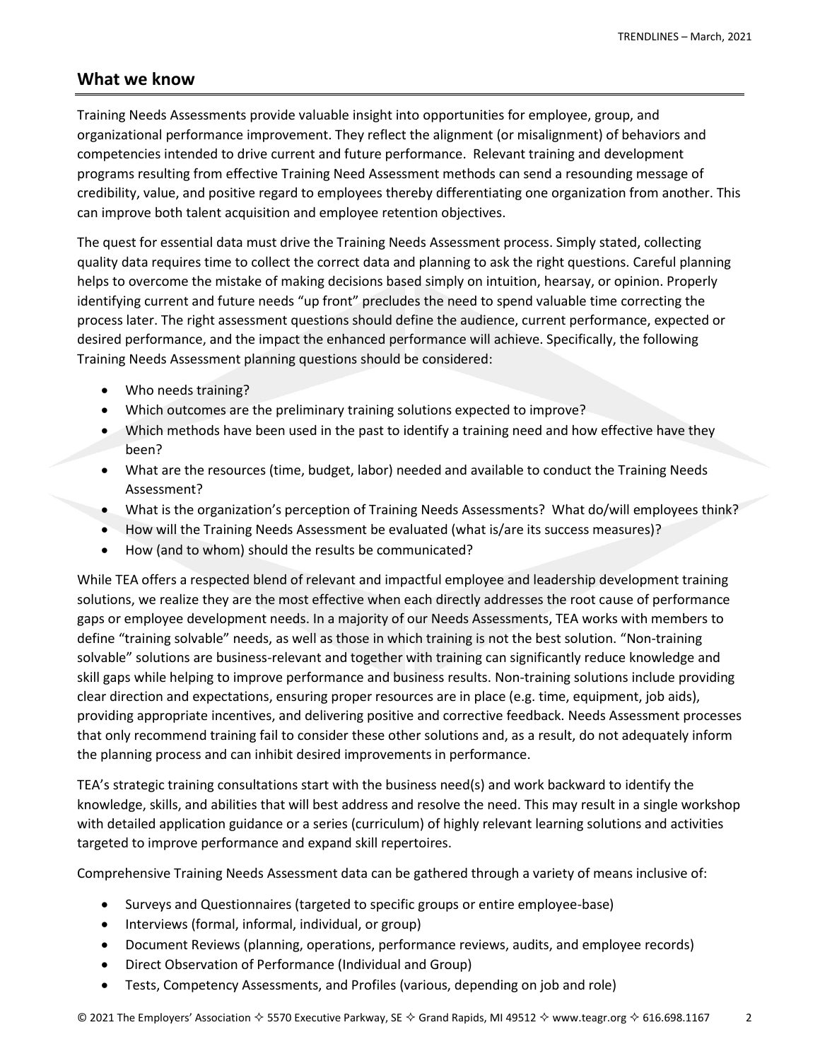## What we know

Training Needs Assessments provide valuable insight into opportunities for employee, group, and organizational performance improvement. They reflect the alignment (or misalignment) of behaviors and competencies intended to drive current and future performance. Relevant training and development programs resulting from effective Training Need Assessment methods can send a resounding message of credibility, value, and positive regard to employees thereby differentiating one organization from another. This can improve both talent acquisition and employee retention objectives.

The quest for essential data must drive the Training Needs Assessment process. Simply stated, collecting quality data requires time to collect the correct data and planning to ask the right questions. Careful planning helps to overcome the mistake of making decisions based simply on intuition, hearsay, or opinion. Properly identifying current and future needs "up front" precludes the need to spend valuable time correcting the process later. The right assessment questions should define the audience, current performance, expected or desired performance, and the impact the enhanced performance will achieve. Specifically, the following Training Needs Assessment planning questions should be considered:

- Who needs training?
- Which outcomes are the preliminary training solutions expected to improve?
- Which methods have been used in the past to identify a training need and how effective have they been?
- What are the resources (time, budget, labor) needed and available to conduct the Training Needs Assessment?
- What is the organization's perception of Training Needs Assessments? What do/will employees think?
- How will the Training Needs Assessment be evaluated (what is/are its success measures)?
- How (and to whom) should the results be communicated?

While TEA offers a respected blend of relevant and impactful employee and leadership development training solutions, we realize they are the most effective when each directly addresses the root cause of performance gaps or employee development needs. In a majority of our Needs Assessments, TEA works with members to define "training solvable" needs, as well as those in which training is not the best solution. "Non-training solvable" solutions are business-relevant and together with training can significantly reduce knowledge and skill gaps while helping to improve performance and business results. Non-training solutions include providing clear direction and expectations, ensuring proper resources are in place (e.g. time, equipment, job aids), providing appropriate incentives, and delivering positive and corrective feedback. Needs Assessment processes that only recommend training fail to consider these other solutions and, as a result, do not adequately inform the planning process and can inhibit desired improvements in performance.

TEA's strategic training consultations start with the business need(s) and work backward to identify the knowledge, skills, and abilities that will best address and resolve the need. This may result in a single workshop with detailed application guidance or a series (curriculum) of highly relevant learning solutions and activities targeted to improve performance and expand skill repertoires.

Comprehensive Training Needs Assessment data can be gathered through a variety of means inclusive of:

- Surveys and Questionnaires (targeted to specific groups or entire employee-base)
- Interviews (formal, informal, individual, or group)
- Document Reviews (planning, operations, performance reviews, audits, and employee records)
- Direct Observation of Performance (Individual and Group)
- Tests, Competency Assessments, and Profiles (various, depending on job and role)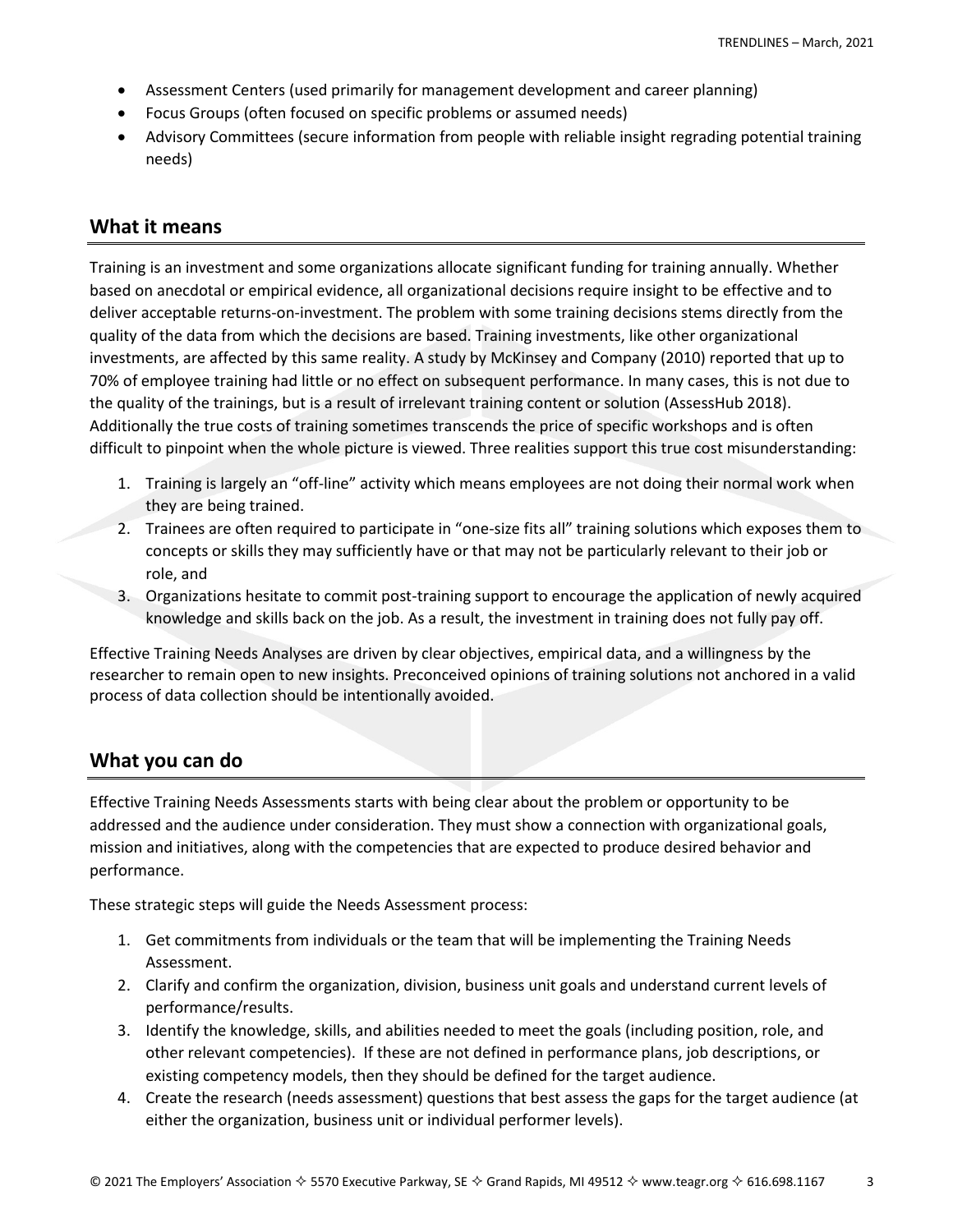- Assessment Centers (used primarily for management development and career planning)
- Focus Groups (often focused on specific problems or assumed needs)
- Advisory Committees (secure information from people with reliable insight regrading potential training needs)

## What it means

Training is an investment and some organizations allocate significant funding for training annually. Whether based on anecdotal or empirical evidence, all organizational decisions require insight to be effective and to deliver acceptable returns-on-investment. The problem with some training decisions stems directly from the quality of the data from which the decisions are based. Training investments, like other organizational investments, are affected by this same reality. A study by McKinsey and Company (2010) reported that up to 70% of employee training had little or no effect on subsequent performance. In many cases, this is not due to the quality of the trainings, but is a result of irrelevant training content or solution (AssessHub 2018). Additionally the true costs of training sometimes transcends the price of specific workshops and is often difficult to pinpoint when the whole picture is viewed. Three realities support this true cost misunderstanding:

1. Training is largely an "off-line" activity which means employees are not doing their normal work when they are being trained.
2. Trainees are often required to participate in "one-size fits all" training solutions which exposes them to concepts or skills they may sufficiently have or that may not be particularly relevant to their job or role, and
3. Organizations hesitate to commit post-training support to encourage the application of newly acquired knowledge and skills back on the job. As a result, the investment in training does not fully pay off.

Effective Training Needs Analyses are driven by clear objectives, empirical data, and a willingness by the researcher to remain open to new insights. Preconceived opinions of training solutions not anchored in a valid process of data collection should be intentionally avoided.

## What you can do

Effective Training Needs Assessments starts with being clear about the problem or opportunity to be addressed and the audience under consideration. They must show a connection with organizational goals, mission and initiatives, along with the competencies that are expected to produce desired behavior and performance.

These strategic steps will guide the Needs Assessment process:

1. Get commitments from individuals or the team that will be implementing the Training Needs Assessment.
2. Clarify and confirm the organization, division, business unit goals and understand current levels of performance/results.
3. Identify the knowledge, skills, and abilities needed to meet the goals (including position, role, and other relevant competencies). If these are not defined in performance plans, job descriptions, or existing competency models, then they should be defined for the target audience.
4. Create the research (needs assessment) questions that best assess the gaps for the target audience (at either the organization, business unit or individual performer levels).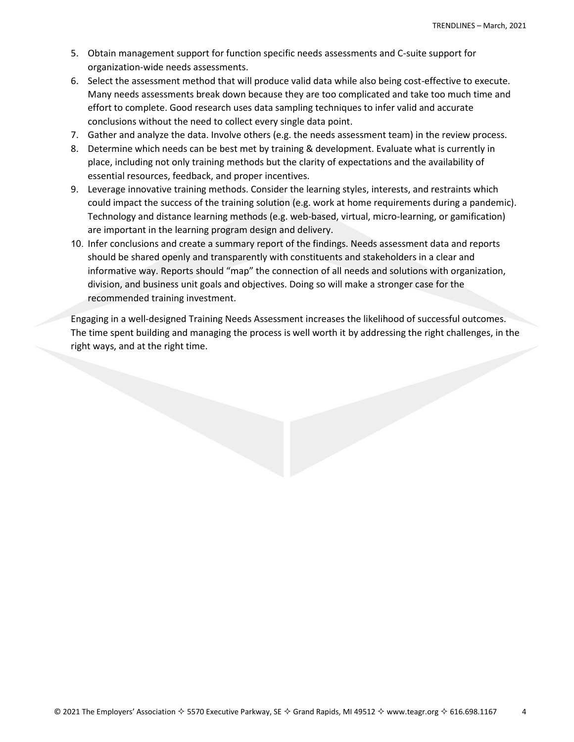5. Obtain management support for function specific needs assessments and C-suite support for organization-wide needs assessments.
6. Select the assessment method that will produce valid data while also being cost-effective to execute. Many needs assessments break down because they are too complicated and take too much time and effort to complete. Good research uses data sampling techniques to infer valid and accurate conclusions without the need to collect every single data point.
7. Gather and analyze the data. Involve others (e.g. the needs assessment team) in the review process.
8. Determine which needs can be best met by training & development. Evaluate what is currently in place, including not only training methods but the clarity of expectations and the availability of essential resources, feedback, and proper incentives.
9. Leverage innovative training methods. Consider the learning styles, interests, and restraints which could impact the success of the training solution (e.g. work at home requirements during a pandemic). Technology and distance learning methods (e.g. web-based, virtual, micro-learning, or gamification) are important in the learning program design and delivery.
10. Infer conclusions and create a summary report of the findings. Needs assessment data and reports should be shared openly and transparently with constituents and stakeholders in a clear and informative way. Reports should "map" the connection of all needs and solutions with organization, division, and business unit goals and objectives. Doing so will make a stronger case for the recommended training investment.

Engaging in a well-designed Training Needs Assessment increases the likelihood of successful outcomes. The time spent building and managing the process is well worth it by addressing the right challenges, in the right ways, and at the right time.